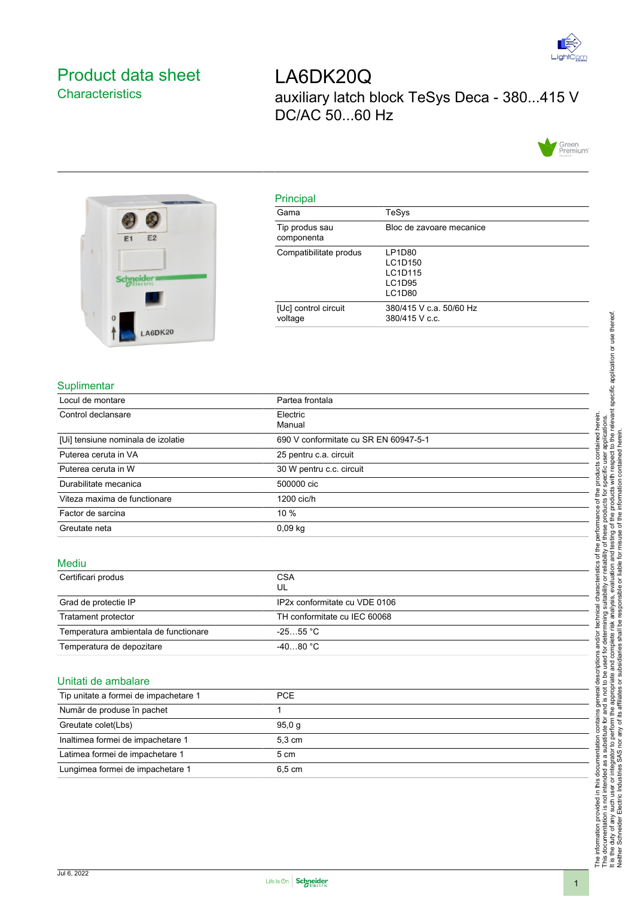# Product data sheet

## Characteristics

# LA6DK20Q

auxiliary latch block TeSys Deca - 380...415 V DC/AC 50...60 Hz

## Principal

| | |
|---|---|
| Gama | TeSys |
| Tip produs sau componenta | Bloc de zavoare mecanice |
| Compatibilitate produs | LP1D80<br>LC1D150<br>LC1D115<br>LC1D95<br>LC1D80 |
| [Uc] control circuit voltage | 380/415 V c.a. 50/60 Hz<br>380/415 V c.c. |

## Suplimentar

| | |
|---|---|
| Locul de montare | Partea frontala |
| Control declansare | Electric<br>Manual |
| [Ui] tensiune nominala de izolatie | 690 V conformitate cu SR EN 60947-5-1 |
| Puterea ceruta in VA | 25 pentru c.a. circuit |
| Puterea ceruta in W | 30 W pentru c.c. circuit |
| Durabilitate mecanica | 500000 cic |
| Viteza maxima de functionare | 1200 cic/h |
| Factor de sarcina | 10 % |
| Greutate neta | 0,09 kg |

## Mediu

| | |
|---|---|
| Certificari produs | CSA<br>UL |
| Grad de protectie IP | IP2x conformitate cu VDE 0106 |
| Tratament protector | TH conformitate cu IEC 60068 |
| Temperatura ambientala de functionare | -25…55 °C |
| Temperatura de depozitare | -40…80 °C |

## Unitati de ambalare

| | |
|---|---|
| Tip unitate a formei de impachetare 1 | PCE |
| Număr de produse în pachet | 1 |
| Greutate colet(Lbs) | 95,0 g |
| Inaltimea formei de impachetare 1 | 5,3 cm |
| Latimea formei de impachetare 1 | 5 cm |
| Lungimea formei de impachetare 1 | 6,5 cm |

The information provided in this documentation contains general descriptions and/or technical characteristics of the performance of the products contained herein. This documentation is not intended as a substitute for and is not to be used for determining suitability or reliability of these products for specific user applications. It is the duty of any such user or integrator to perform the appropriate and complete risk analysis, evaluation and testing of the products with respect to the relevant specific application or use thereof. Neither Schneider Electric Industries SAS nor any of its affiliates or subsidiaries shall be responsible or liable for misuse of the information contained herein.

Jul 6, 2022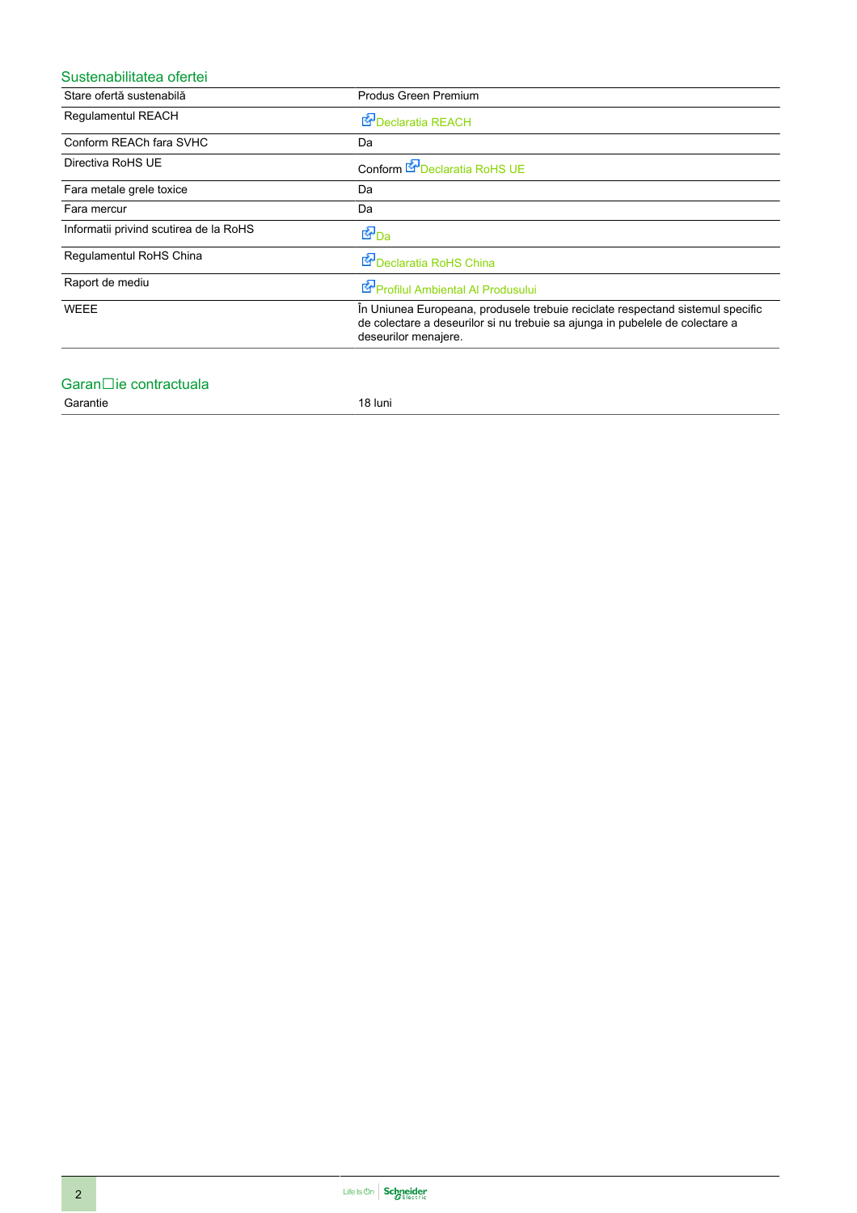## Sustenabilitatea ofertei

| | |
|---|---|
| Stare ofertă sustenabilă | Produs Green Premium |
| Regulamentul REACH | Declaratia REACH |
| Conform REACh fara SVHC | Da |
| Directiva RoHS UE | Conform Declaratia RoHS UE |
| Fara metale grele toxice | Da |
| Fara mercur | Da |
| Informatii privind scutirea de la RoHS | Da |
| Regulamentul RoHS China | Declaratia RoHS China |
| Raport de mediu | Profilul Ambiental Al Produsului |
| WEEE | În Uniunea Europeana, produsele trebuie reciclate respectand sistemul specific de colectare a deseurilor si nu trebuie sa ajunga in pubelele de colectare a deseurilor menajere. |

## Garan□ie contractuala

| | |
|---|---|
| Garantie | 18 luni |